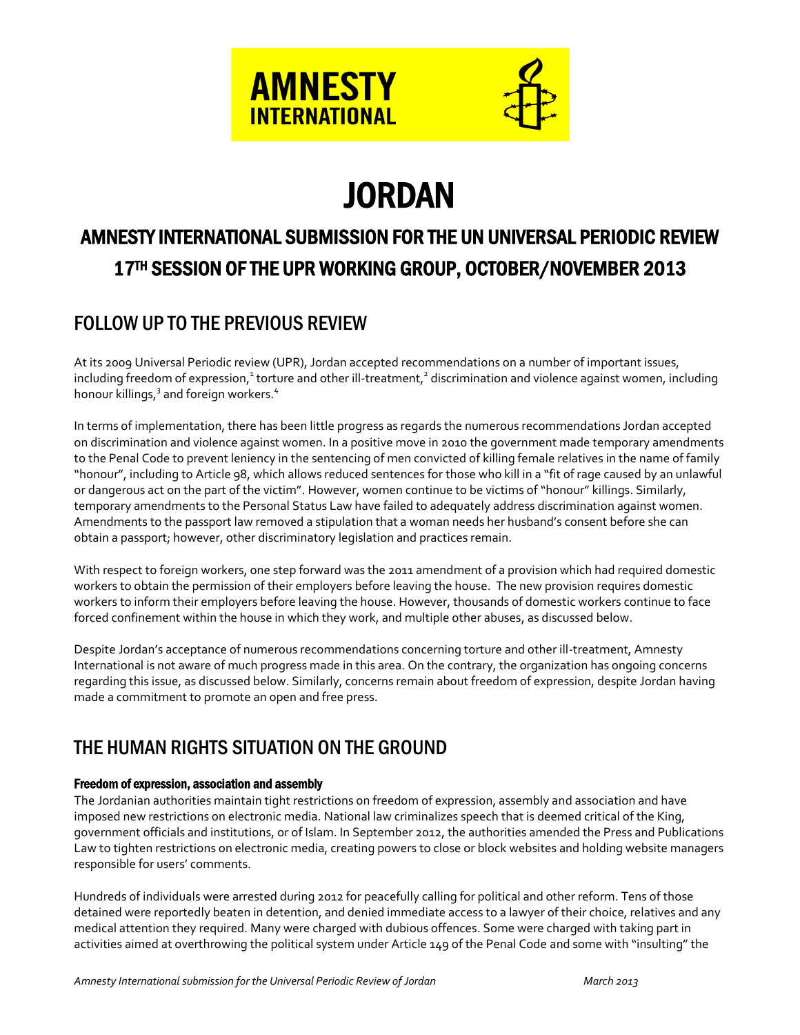# JORDAN

## AMNESTY INTERNATIONAL SUBMISSION FOR THE UN UNIVERSAL PERIODIC REVIEW

## 17TH SESSION OF THE UPR WORKING GROUP, OCTOBER/NOVEMBER 2013

## FOLLOW UP TO THE PREVIOUS REVIEW

At its 2009 Universal Periodic review (UPR), Jordan accepted recommendations on a number of important issues, including freedom of expression,[1] torture and other ill-treatment,[2] discrimination and violence against women, including honour killings,[3] and foreign workers.[4]

In terms of implementation, there has been little progress as regards the numerous recommendations Jordan accepted on discrimination and violence against women. In a positive move in 2010 the government made temporary amendments to the Penal Code to prevent leniency in the sentencing of men convicted of killing female relatives in the name of family "honour", including to Article 98, which allows reduced sentences for those who kill in a "fit of rage caused by an unlawful or dangerous act on the part of the victim". However, women continue to be victims of "honour" killings. Similarly, temporary amendments to the Personal Status Law have failed to adequately address discrimination against women. Amendments to the passport law removed a stipulation that a woman needs her husband's consent before she can obtain a passport; however, other discriminatory legislation and practices remain.

With respect to foreign workers, one step forward was the 2011 amendment of a provision which had required domestic workers to obtain the permission of their employers before leaving the house. The new provision requires domestic workers to inform their employers before leaving the house. However, thousands of domestic workers continue to face forced confinement within the house in which they work, and multiple other abuses, as discussed below.

Despite Jordan's acceptance of numerous recommendations concerning torture and other ill-treatment, Amnesty International is not aware of much progress made in this area. On the contrary, the organization has ongoing concerns regarding this issue, as discussed below. Similarly, concerns remain about freedom of expression, despite Jordan having made a commitment to promote an open and free press.

## THE HUMAN RIGHTS SITUATION ON THE GROUND

#### Freedom of expression, association and assembly

The Jordanian authorities maintain tight restrictions on freedom of expression, assembly and association and have imposed new restrictions on electronic media. National law criminalizes speech that is deemed critical of the King, government officials and institutions, or of Islam. In September 2012, the authorities amended the Press and Publications Law to tighten restrictions on electronic media, creating powers to close or block websites and holding website managers responsible for users' comments.

Hundreds of individuals were arrested during 2012 for peacefully calling for political and other reform. Tens of those detained were reportedly beaten in detention, and denied immediate access to a lawyer of their choice, relatives and any medical attention they required. Many were charged with dubious offences. Some were charged with taking part in activities aimed at overthrowing the political system under Article 149 of the Penal Code and some with "insulting" the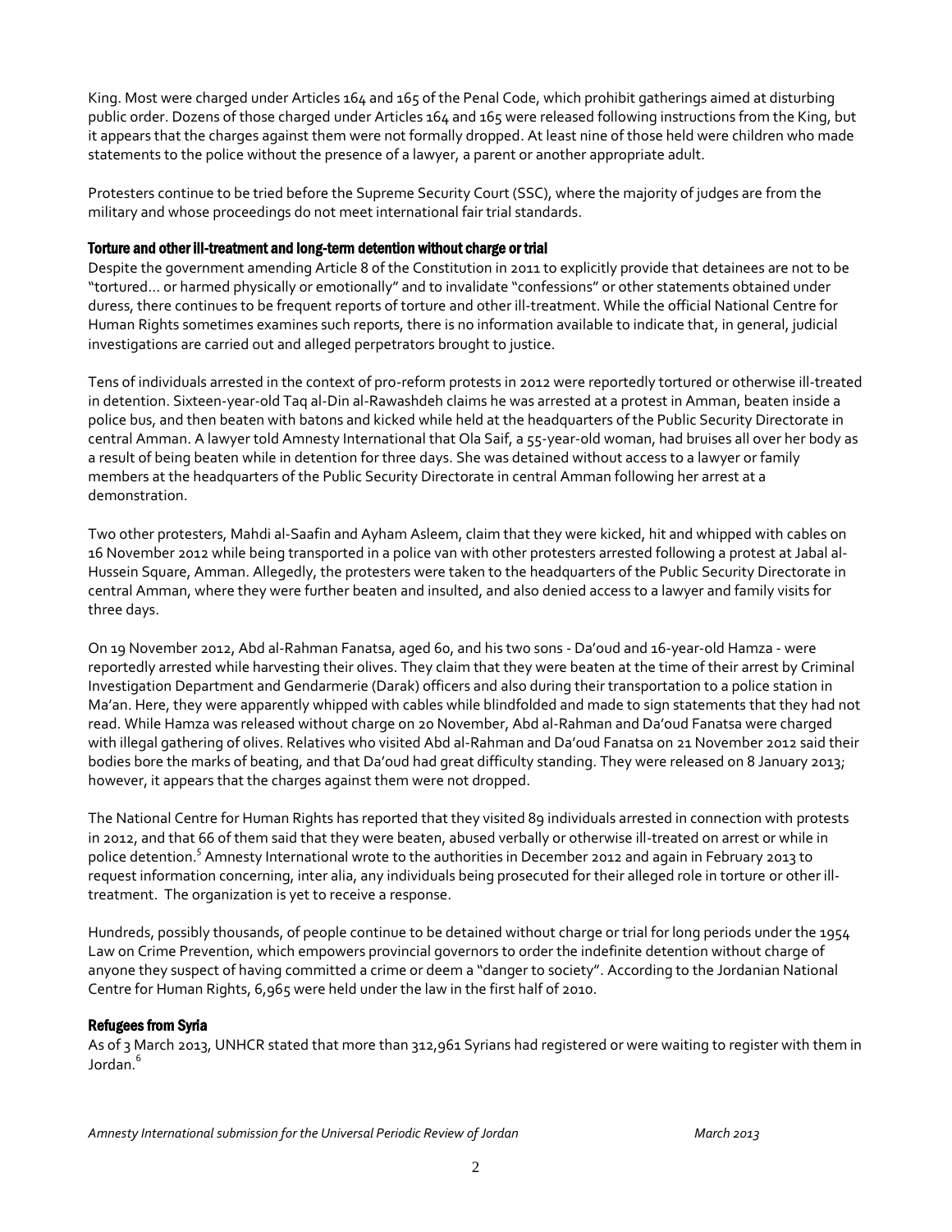King. Most were charged under Articles 164 and 165 of the Penal Code, which prohibit gatherings aimed at disturbing public order. Dozens of those charged under Articles 164 and 165 were released following instructions from the King, but it appears that the charges against them were not formally dropped. At least nine of those held were children who made statements to the police without the presence of a lawyer, a parent or another appropriate adult.

Protesters continue to be tried before the Supreme Security Court (SSC), where the majority of judges are from the military and whose proceedings do not meet international fair trial standards.

### Torture and other ill-treatment and long-term detention without charge or trial

Despite the government amending Article 8 of the Constitution in 2011 to explicitly provide that detainees are not to be "tortured… or harmed physically or emotionally" and to invalidate "confessions" or other statements obtained under duress, there continues to be frequent reports of torture and other ill-treatment. While the official National Centre for Human Rights sometimes examines such reports, there is no information available to indicate that, in general, judicial investigations are carried out and alleged perpetrators brought to justice.

Tens of individuals arrested in the context of pro-reform protests in 2012 were reportedly tortured or otherwise ill-treated in detention. Sixteen-year-old Taq al-Din al-Rawashdeh claims he was arrested at a protest in Amman, beaten inside a police bus, and then beaten with batons and kicked while held at the headquarters of the Public Security Directorate in central Amman. A lawyer told Amnesty International that Ola Saif, a 55-year-old woman, had bruises all over her body as a result of being beaten while in detention for three days. She was detained without access to a lawyer or family members at the headquarters of the Public Security Directorate in central Amman following her arrest at a demonstration.

Two other protesters, Mahdi al-Saafin and Ayham Asleem, claim that they were kicked, hit and whipped with cables on 16 November 2012 while being transported in a police van with other protesters arrested following a protest at Jabal al-Hussein Square, Amman. Allegedly, the protesters were taken to the headquarters of the Public Security Directorate in central Amman, where they were further beaten and insulted, and also denied access to a lawyer and family visits for three days.

On 19 November 2012, Abd al-Rahman Fanatsa, aged 60, and his two sons - Da'oud and 16-year-old Hamza - were reportedly arrested while harvesting their olives. They claim that they were beaten at the time of their arrest by Criminal Investigation Department and Gendarmerie (Darak) officers and also during their transportation to a police station in Ma'an. Here, they were apparently whipped with cables while blindfolded and made to sign statements that they had not read. While Hamza was released without charge on 20 November, Abd al-Rahman and Da'oud Fanatsa were charged with illegal gathering of olives. Relatives who visited Abd al-Rahman and Da'oud Fanatsa on 21 November 2012 said their bodies bore the marks of beating, and that Da'oud had great difficulty standing. They were released on 8 January 2013; however, it appears that the charges against them were not dropped.

The National Centre for Human Rights has reported that they visited 89 individuals arrested in connection with protests in 2012, and that 66 of them said that they were beaten, abused verbally or otherwise ill-treated on arrest or while in police detention.[5] Amnesty International wrote to the authorities in December 2012 and again in February 2013 to request information concerning, inter alia, any individuals being prosecuted for their alleged role in torture or other ill-treatment. The organization is yet to receive a response.

Hundreds, possibly thousands, of people continue to be detained without charge or trial for long periods under the 1954 Law on Crime Prevention, which empowers provincial governors to order the indefinite detention without charge of anyone they suspect of having committed a crime or deem a "danger to society". According to the Jordanian National Centre for Human Rights, 6,965 were held under the law in the first half of 2010.

### Refugees from Syria

As of 3 March 2013, UNHCR stated that more than 312,961 Syrians had registered or were waiting to register with them in Jordan.[6]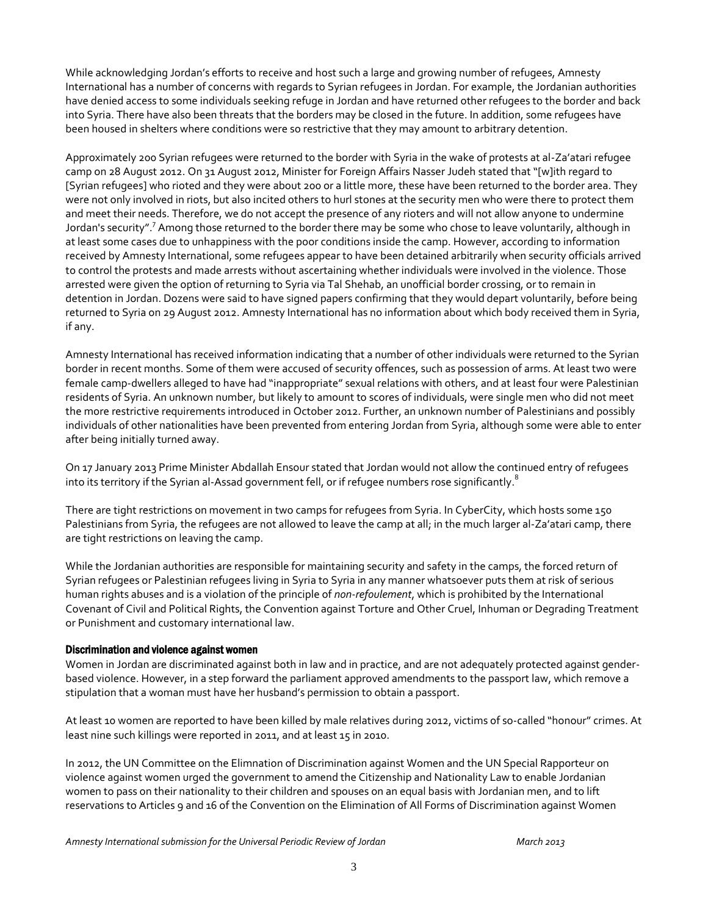While acknowledging Jordan's efforts to receive and host such a large and growing number of refugees, Amnesty International has a number of concerns with regards to Syrian refugees in Jordan. For example, the Jordanian authorities have denied access to some individuals seeking refuge in Jordan and have returned other refugees to the border and back into Syria. There have also been threats that the borders may be closed in the future. In addition, some refugees have been housed in shelters where conditions were so restrictive that they may amount to arbitrary detention.

Approximately 200 Syrian refugees were returned to the border with Syria in the wake of protests at al-Za'atari refugee camp on 28 August 2012. On 31 August 2012, Minister for Foreign Affairs Nasser Judeh stated that "[w]ith regard to [Syrian refugees] who rioted and they were about 200 or a little more, these have been returned to the border area. They were not only involved in riots, but also incited others to hurl stones at the security men who were there to protect them and meet their needs. Therefore, we do not accept the presence of any rioters and will not allow anyone to undermine Jordan's security".[7] Among those returned to the border there may be some who chose to leave voluntarily, although in at least some cases due to unhappiness with the poor conditions inside the camp. However, according to information received by Amnesty International, some refugees appear to have been detained arbitrarily when security officials arrived to control the protests and made arrests without ascertaining whether individuals were involved in the violence. Those arrested were given the option of returning to Syria via Tal Shehab, an unofficial border crossing, or to remain in detention in Jordan. Dozens were said to have signed papers confirming that they would depart voluntarily, before being returned to Syria on 29 August 2012. Amnesty International has no information about which body received them in Syria, if any.

Amnesty International has received information indicating that a number of other individuals were returned to the Syrian border in recent months. Some of them were accused of security offences, such as possession of arms. At least two were female camp-dwellers alleged to have had "inappropriate" sexual relations with others, and at least four were Palestinian residents of Syria. An unknown number, but likely to amount to scores of individuals, were single men who did not meet the more restrictive requirements introduced in October 2012. Further, an unknown number of Palestinians and possibly individuals of other nationalities have been prevented from entering Jordan from Syria, although some were able to enter after being initially turned away.

On 17 January 2013 Prime Minister Abdallah Ensour stated that Jordan would not allow the continued entry of refugees into its territory if the Syrian al-Assad government fell, or if refugee numbers rose significantly.[8]

There are tight restrictions on movement in two camps for refugees from Syria. In CyberCity, which hosts some 150 Palestinians from Syria, the refugees are not allowed to leave the camp at all; in the much larger al-Za'atari camp, there are tight restrictions on leaving the camp.

While the Jordanian authorities are responsible for maintaining security and safety in the camps, the forced return of Syrian refugees or Palestinian refugees living in Syria to Syria in any manner whatsoever puts them at risk of serious human rights abuses and is a violation of the principle of *non-refoulement*, which is prohibited by the International Covenant of Civil and Political Rights, the Convention against Torture and Other Cruel, Inhuman or Degrading Treatment or Punishment and customary international law.

#### Discrimination and violence against women

Women in Jordan are discriminated against both in law and in practice, and are not adequately protected against gender-based violence. However, in a step forward the parliament approved amendments to the passport law, which remove a stipulation that a woman must have her husband's permission to obtain a passport.

At least 10 women are reported to have been killed by male relatives during 2012, victims of so-called "honour" crimes. At least nine such killings were reported in 2011, and at least 15 in 2010.

In 2012, the UN Committee on the Elimnation of Discrimination against Women and the UN Special Rapporteur on violence against women urged the government to amend the Citizenship and Nationality Law to enable Jordanian women to pass on their nationality to their children and spouses on an equal basis with Jordanian men, and to lift reservations to Articles 9 and 16 of the Convention on the Elimination of All Forms of Discrimination against Women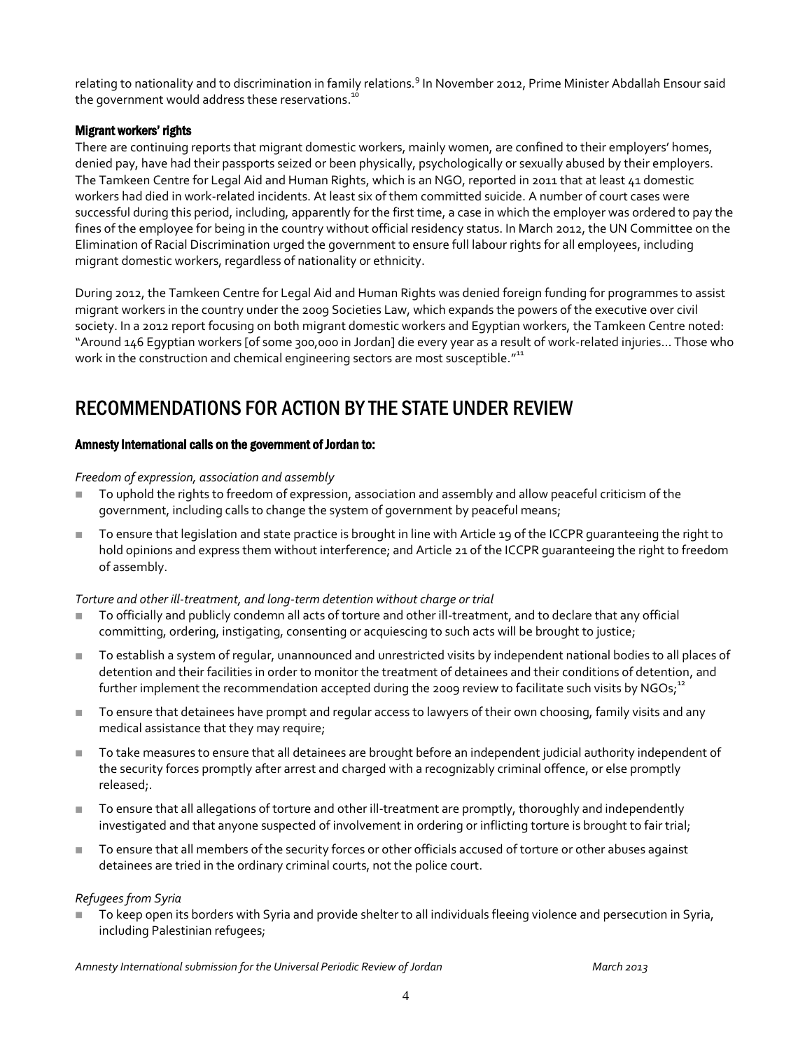relating to nationality and to discrimination in family relations.[9] In November 2012, Prime Minister Abdallah Ensour said the government would address these reservations.[10]

### Migrant workers' rights

There are continuing reports that migrant domestic workers, mainly women, are confined to their employers' homes, denied pay, have had their passports seized or been physically, psychologically or sexually abused by their employers. The Tamkeen Centre for Legal Aid and Human Rights, which is an NGO, reported in 2011 that at least 41 domestic workers had died in work-related incidents. At least six of them committed suicide. A number of court cases were successful during this period, including, apparently for the first time, a case in which the employer was ordered to pay the fines of the employee for being in the country without official residency status. In March 2012, the UN Committee on the Elimination of Racial Discrimination urged the government to ensure full labour rights for all employees, including migrant domestic workers, regardless of nationality or ethnicity.

During 2012, the Tamkeen Centre for Legal Aid and Human Rights was denied foreign funding for programmes to assist migrant workers in the country under the 2009 Societies Law, which expands the powers of the executive over civil society. In a 2012 report focusing on both migrant domestic workers and Egyptian workers, the Tamkeen Centre noted: "Around 146 Egyptian workers [of some 300,000 in Jordan] die every year as a result of work-related injuries… Those who work in the construction and chemical engineering sectors are most susceptible."[11]

## RECOMMENDATIONS FOR ACTION BY THE STATE UNDER REVIEW

### Amnesty International calls on the government of Jordan to:

*Freedom of expression, association and assembly*

- To uphold the rights to freedom of expression, association and assembly and allow peaceful criticism of the government, including calls to change the system of government by peaceful means;
- To ensure that legislation and state practice is brought in line with Article 19 of the ICCPR guaranteeing the right to hold opinions and express them without interference; and Article 21 of the ICCPR guaranteeing the right to freedom of assembly.

*Torture and other ill-treatment, and long-term detention without charge or trial*

- To officially and publicly condemn all acts of torture and other ill-treatment, and to declare that any official committing, ordering, instigating, consenting or acquiescing to such acts will be brought to justice;
- To establish a system of regular, unannounced and unrestricted visits by independent national bodies to all places of detention and their facilities in order to monitor the treatment of detainees and their conditions of detention, and further implement the recommendation accepted during the 2009 review to facilitate such visits by NGOs;[12]
- To ensure that detainees have prompt and regular access to lawyers of their own choosing, family visits and any medical assistance that they may require;
- To take measures to ensure that all detainees are brought before an independent judicial authority independent of the security forces promptly after arrest and charged with a recognizably criminal offence, or else promptly released;.
- To ensure that all allegations of torture and other ill-treatment are promptly, thoroughly and independently investigated and that anyone suspected of involvement in ordering or inflicting torture is brought to fair trial;
- To ensure that all members of the security forces or other officials accused of torture or other abuses against detainees are tried in the ordinary criminal courts, not the police court.

*Refugees from Syria*

- To keep open its borders with Syria and provide shelter to all individuals fleeing violence and persecution in Syria, including Palestinian refugees;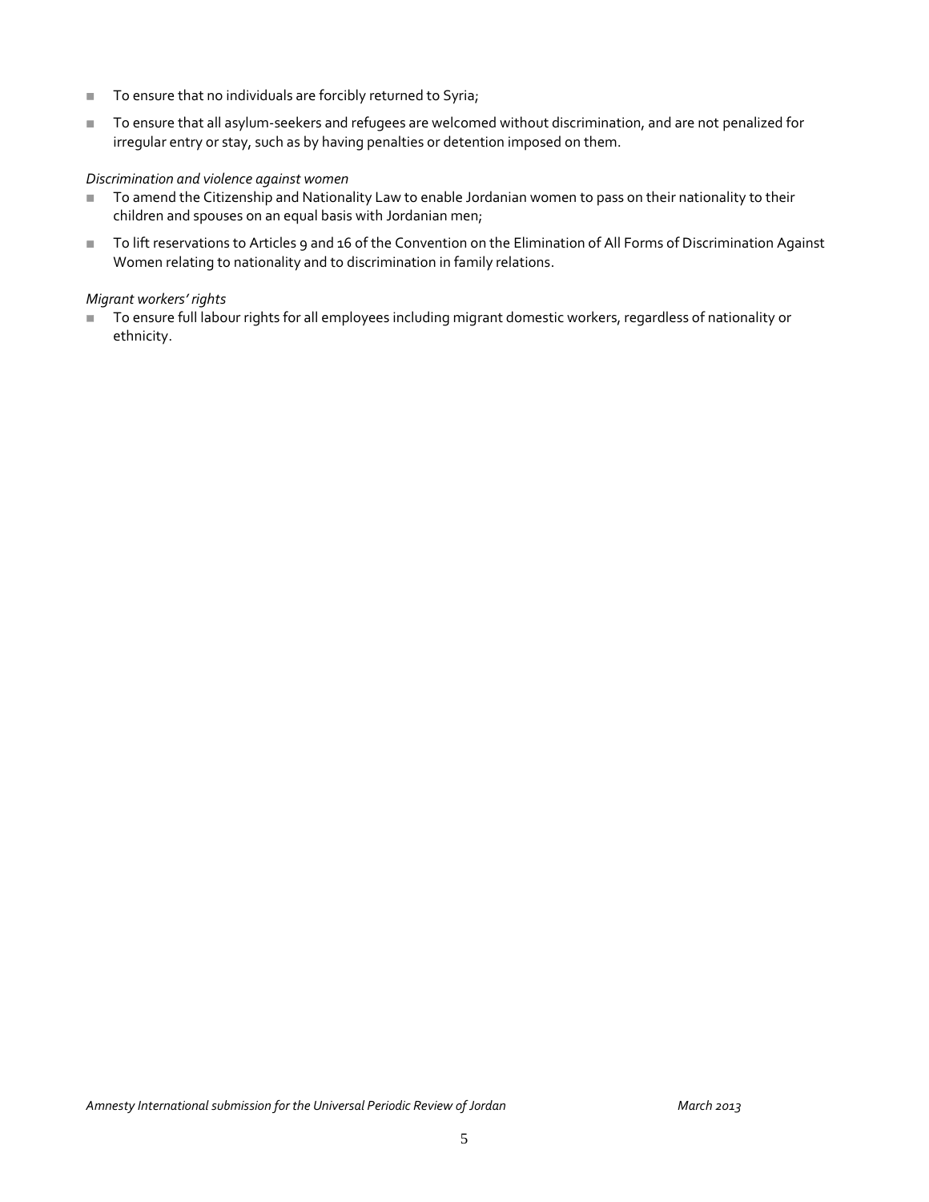- To ensure that no individuals are forcibly returned to Syria;
- To ensure that all asylum-seekers and refugees are welcomed without discrimination, and are not penalized for irregular entry or stay, such as by having penalties or detention imposed on them.

*Discrimination and violence against women*

- To amend the Citizenship and Nationality Law to enable Jordanian women to pass on their nationality to their children and spouses on an equal basis with Jordanian men;
- To lift reservations to Articles 9 and 16 of the Convention on the Elimination of All Forms of Discrimination Against Women relating to nationality and to discrimination in family relations.

*Migrant workers' rights*

- To ensure full labour rights for all employees including migrant domestic workers, regardless of nationality or ethnicity.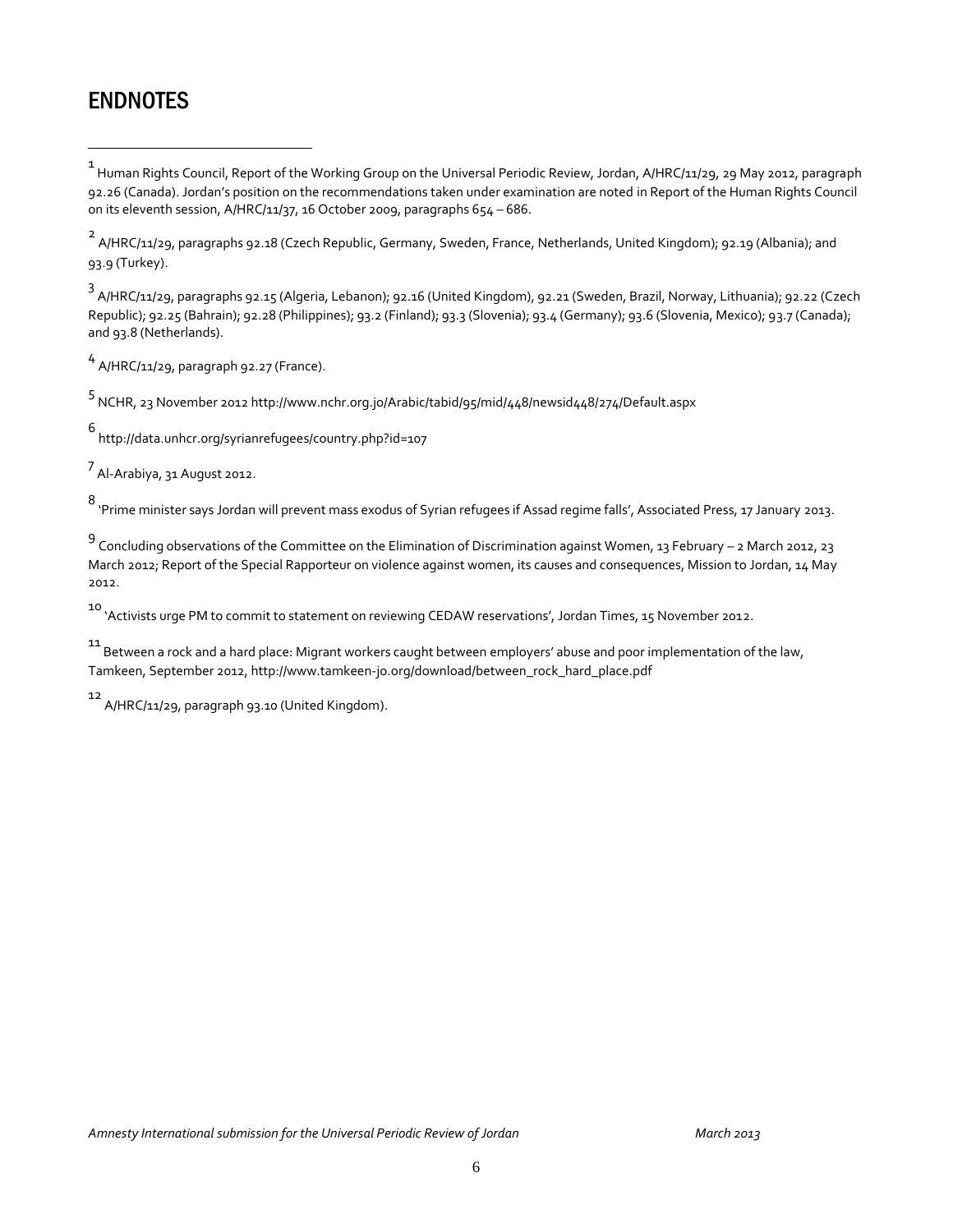## ENDNOTES

[1] Human Rights Council, Report of the Working Group on the Universal Periodic Review, Jordan, A/HRC/11/29, 29 May 2012, paragraph 92.26 (Canada). Jordan's position on the recommendations taken under examination are noted in Report of the Human Rights Council on its eleventh session, A/HRC/11/37, 16 October 2009, paragraphs 654 – 686.

[2] A/HRC/11/29, paragraphs 92.18 (Czech Republic, Germany, Sweden, France, Netherlands, United Kingdom); 92.19 (Albania); and 93.9 (Turkey).

[3] A/HRC/11/29, paragraphs 92.15 (Algeria, Lebanon); 92.16 (United Kingdom), 92.21 (Sweden, Brazil, Norway, Lithuania); 92.22 (Czech Republic); 92.25 (Bahrain); 92.28 (Philippines); 93.2 (Finland); 93.3 (Slovenia); 93.4 (Germany); 93.6 (Slovenia, Mexico); 93.7 (Canada); and 93.8 (Netherlands).

[4] A/HRC/11/29, paragraph 92.27 (France).

[5] NCHR, 23 November 2012 http://www.nchr.org.jo/Arabic/tabid/95/mid/448/newsid448/274/Default.aspx

[6] http://data.unhcr.org/syrianrefugees/country.php?id=107

[7] Al-Arabiya, 31 August 2012.

[8] 'Prime minister says Jordan will prevent mass exodus of Syrian refugees if Assad regime falls', Associated Press, 17 January 2013.

[9] Concluding observations of the Committee on the Elimination of Discrimination against Women, 13 February – 2 March 2012, 23 March 2012; Report of the Special Rapporteur on violence against women, its causes and consequences, Mission to Jordan, 14 May 2012.

[10] 'Activists urge PM to commit to statement on reviewing CEDAW reservations', Jordan Times, 15 November 2012.

[11] Between a rock and a hard place: Migrant workers caught between employers' abuse and poor implementation of the law, Tamkeen, September 2012, http://www.tamkeen-jo.org/download/between_rock_hard_place.pdf

[12] A/HRC/11/29, paragraph 93.10 (United Kingdom).